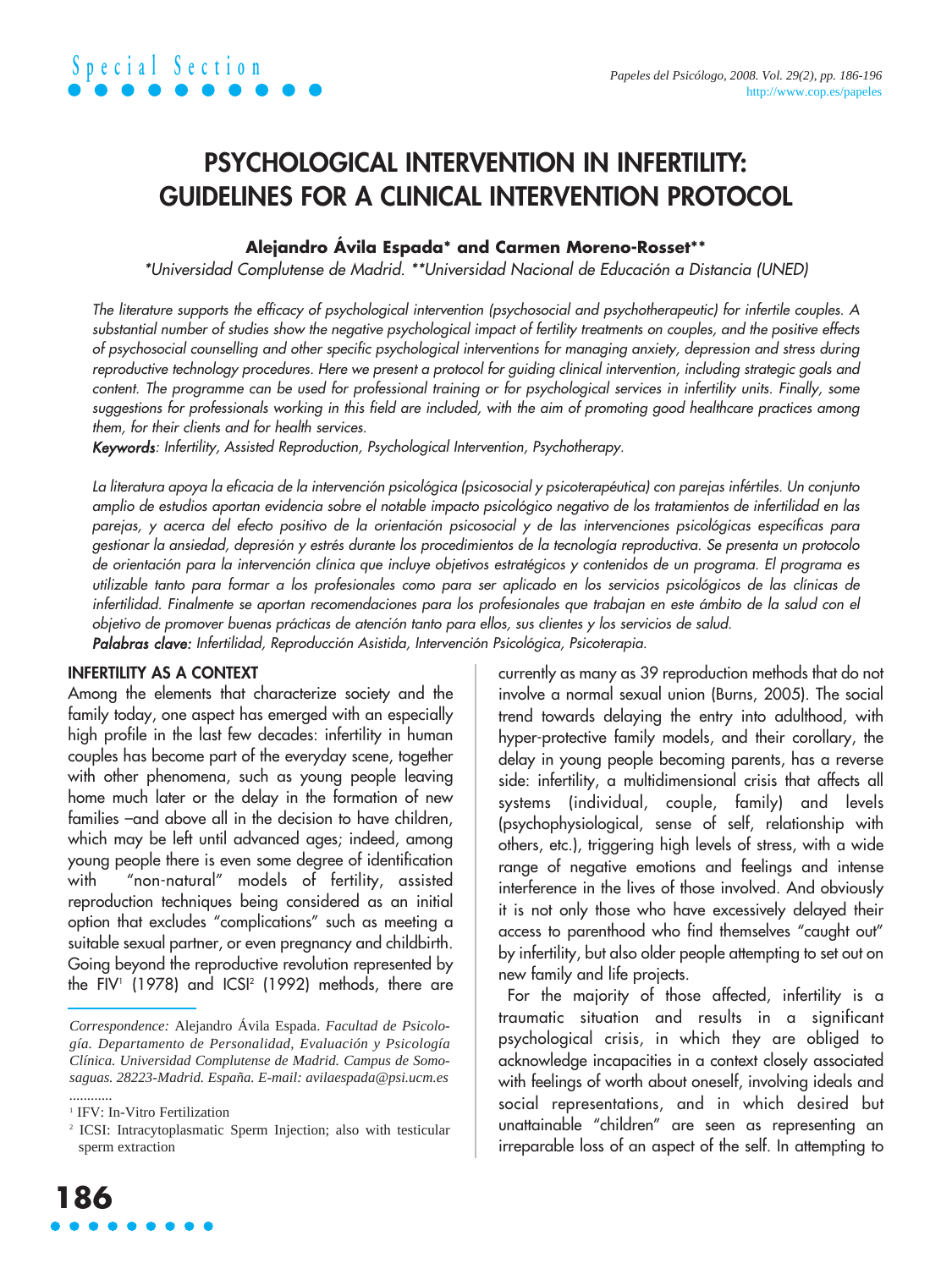Special Section

# PSYCHOLOGICAL INTERVENTION IN INFERTILITY: GUIDELINES FOR A CLINICAL INTERVENTION PROTOCOL

**Alejandro Ávila Espada* and Carmen Moreno-Rosset****

*\*Universidad Complutense de Madrid. \*\*Universidad Nacional de Educación a Distancia (UNED)*

*The literature supports the efficacy of psychological intervention (psychosocial and psychotherapeutic) for infertile couples. A substantial number of studies show the negative psychological impact of fertility treatments on couples, and the positive effects of psychosocial counselling and other specific psychological interventions for managing anxiety, depression and stress during reproductive technology procedures. Here we present a protocol for guiding clinical intervention, including strategic goals and content. The programme can be used for professional training or for psychological services in infertility units. Finally, some suggestions for professionals working in this field are included, with the aim of promoting good healthcare practices among them, for their clients and for health services.*

***Keywords**: Infertility, Assisted Reproduction, Psychological Intervention, Psychotherapy.*

*La literatura apoya la eficacia de la intervención psicológica (psicosocial y psicoterapéutica) con parejas infértiles. Un conjunto amplio de estudios aportan evidencia sobre el notable impacto psicológico negativo de los tratamientos de infertilidad en las parejas, y acerca del efecto positivo de la orientación psicosocial y de las intervenciones psicológicas específicas para gestionar la ansiedad, depresión y estrés durante los procedimientos de la tecnología reproductiva. Se presenta un protocolo de orientación para la intervención clínica que incluye objetivos estratégicos y contenidos de un programa. El programa es utilizable tanto para formar a los profesionales como para ser aplicado en los servicios psicológicos de las clínicas de infertilidad. Finalmente se aportan recomendaciones para los profesionales que trabajan en este ámbito de la salud con el objetivo de promover buenas prácticas de atención tanto para ellos, sus clientes y los servicios de salud.*

***Palabras clave:** Infertilidad, Reproducción Asistida, Intervención Psicológica, Psicoterapia.*

## INFERTILITY AS A CONTEXT

Among the elements that characterize society and the family today, one aspect has emerged with an especially high profile in the last few decades: infertility in human couples has become part of the everyday scene, together with other phenomena, such as young people leaving home much later or the delay in the formation of new families –and above all in the decision to have children, which may be left until advanced ages; indeed, among young people there is even some degree of identification with "non-natural" models of fertility, assisted reproduction techniques being considered as an initial option that excludes "complications" such as meeting a suitable sexual partner, or even pregnancy and childbirth. Going beyond the reproductive revolution represented by the FIV[1] (1978) and ICSI[2] (1992) methods, there are currently as many as 39 reproduction methods that do not involve a normal sexual union (Burns, 2005). The social trend towards delaying the entry into adulthood, with hyper-protective family models, and their corollary, the delay in young people becoming parents, has a reverse side: infertility, a multidimensional crisis that affects all systems (individual, couple, family) and levels (psychophysiological, sense of self, relationship with others, etc.), triggering high levels of stress, with a wide range of negative emotions and feelings and intense interference in the lives of those involved. And obviously it is not only those who have excessively delayed their access to parenthood who find themselves "caught out" by infertility, but also older people attempting to set out on new family and life projects.

For the majority of those affected, infertility is a traumatic situation and results in a significant psychological crisis, in which they are obliged to acknowledge incapacities in a context closely associated with feelings of worth about oneself, involving ideals and social representations, and in which desired but unattainable "children" are seen as representing an irreparable loss of an aspect of the self. In attempting to

---

*Correspondence:* Alejandro Ávila Espada. *Facultad de Psicología. Departamento de Personalidad, Evaluación y Psicología Clínica. Universidad Complutense de Madrid. Campus de Somosaguas. 28223-Madrid. España. E-mail: avilaespada@psi.ucm.es*

............

[1] IFV: In-Vitro Fertilization

[2] ICSI: Intracytoplasmatic Sperm Injection; also with testicular sperm extraction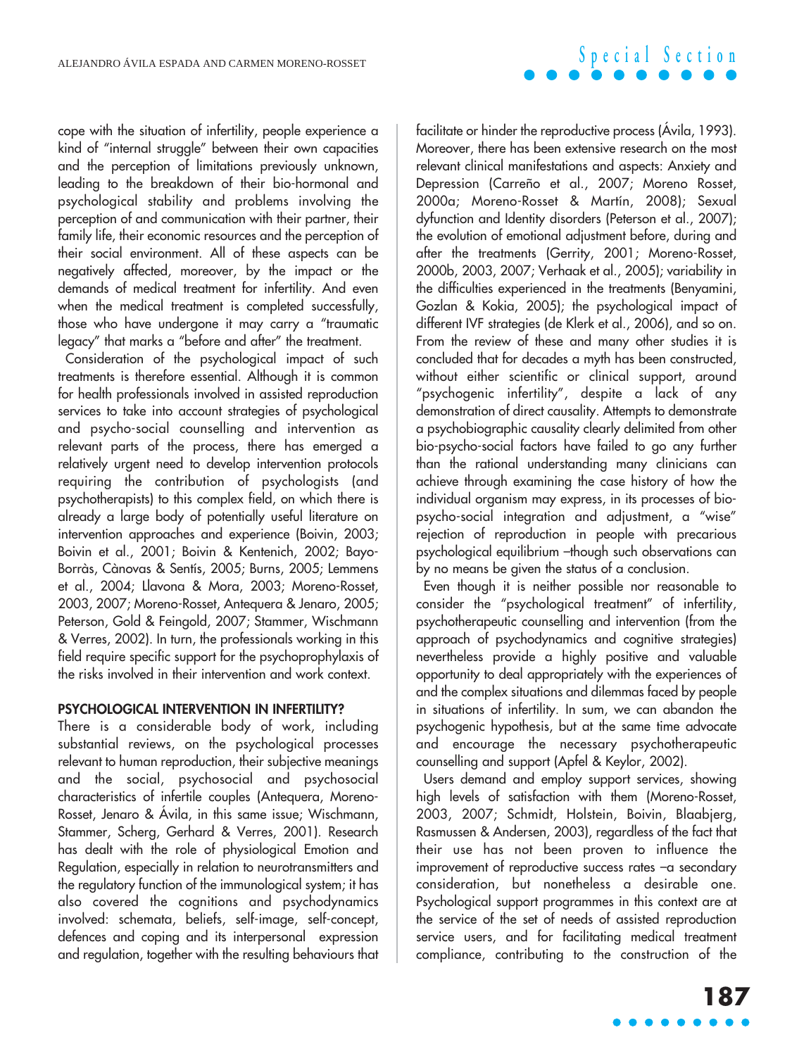cope with the situation of infertility, people experience a kind of "internal struggle" between their own capacities and the perception of limitations previously unknown, leading to the breakdown of their bio-hormonal and psychological stability and problems involving the perception of and communication with their partner, their family life, their economic resources and the perception of their social environment. All of these aspects can be negatively affected, moreover, by the impact or the demands of medical treatment for infertility. And even when the medical treatment is completed successfully, those who have undergone it may carry a "traumatic legacy" that marks a "before and after" the treatment.

Consideration of the psychological impact of such treatments is therefore essential. Although it is common for health professionals involved in assisted reproduction services to take into account strategies of psychological and psycho-social counselling and intervention as relevant parts of the process, there has emerged a relatively urgent need to develop intervention protocols requiring the contribution of psychologists (and psychotherapists) to this complex field, on which there is already a large body of potentially useful literature on intervention approaches and experience (Boivin, 2003; Boivin et al., 2001; Boivin & Kentenich, 2002; Bayo-Borràs, Cànovas & Sentís, 2005; Burns, 2005; Lemmens et al., 2004; Llavona & Mora, 2003; Moreno-Rosset, 2003, 2007; Moreno-Rosset, Antequera & Jenaro, 2005; Peterson, Gold & Feingold, 2007; Stammer, Wischmann & Verres, 2002). In turn, the professionals working in this field require specific support for the psychoprophylaxis of the risks involved in their intervention and work context.

## PSYCHOLOGICAL INTERVENTION IN INFERTILITY?

There is a considerable body of work, including substantial reviews, on the psychological processes relevant to human reproduction, their subjective meanings and the social, psychosocial and psychosocial characteristics of infertile couples (Antequera, Moreno-Rosset, Jenaro & Ávila, in this same issue; Wischmann, Stammer, Scherg, Gerhard & Verres, 2001). Research has dealt with the role of physiological Emotion and Regulation, especially in relation to neurotransmitters and the regulatory function of the immunological system; it has also covered the cognitions and psychodynamics involved: schemata, beliefs, self-image, self-concept, defences and coping and its interpersonal expression and regulation, together with the resulting behaviours that facilitate or hinder the reproductive process (Ávila, 1993). Moreover, there has been extensive research on the most relevant clinical manifestations and aspects: Anxiety and Depression (Carreño et al., 2007; Moreno Rosset, 2000a; Moreno-Rosset & Martín, 2008); Sexual dyfunction and Identity disorders (Peterson et al., 2007); the evolution of emotional adjustment before, during and after the treatments (Gerrity, 2001; Moreno-Rosset, 2000b, 2003, 2007; Verhaak et al., 2005); variability in the difficulties experienced in the treatments (Benyamini, Gozlan & Kokia, 2005); the psychological impact of different IVF strategies (de Klerk et al., 2006), and so on. From the review of these and many other studies it is concluded that for decades a myth has been constructed, without either scientific or clinical support, around "psychogenic infertility", despite a lack of any demonstration of direct causality. Attempts to demonstrate a psychobiographic causality clearly delimited from other bio-psycho-social factors have failed to go any further than the rational understanding many clinicians can achieve through examining the case history of how the individual organism may express, in its processes of bio-psycho-social integration and adjustment, a "wise" rejection of reproduction in people with precarious psychological equilibrium –though such observations can by no means be given the status of a conclusion.

Even though it is neither possible nor reasonable to consider the "psychological treatment" of infertility, psychotherapeutic counselling and intervention (from the approach of psychodynamics and cognitive strategies) nevertheless provide a highly positive and valuable opportunity to deal appropriately with the experiences of and the complex situations and dilemmas faced by people in situations of infertility. In sum, we can abandon the psychogenic hypothesis, but at the same time advocate and encourage the necessary psychotherapeutic counselling and support (Apfel & Keylor, 2002).

Users demand and employ support services, showing high levels of satisfaction with them (Moreno-Rosset, 2003, 2007; Schmidt, Holstein, Boivin, Blaabjerg, Rasmussen & Andersen, 2003), regardless of the fact that their use has not been proven to influence the improvement of reproductive success rates –a secondary consideration, but nonetheless a desirable one. Psychological support programmes in this context are at the service of the set of needs of assisted reproduction service users, and for facilitating medical treatment compliance, contributing to the construction of the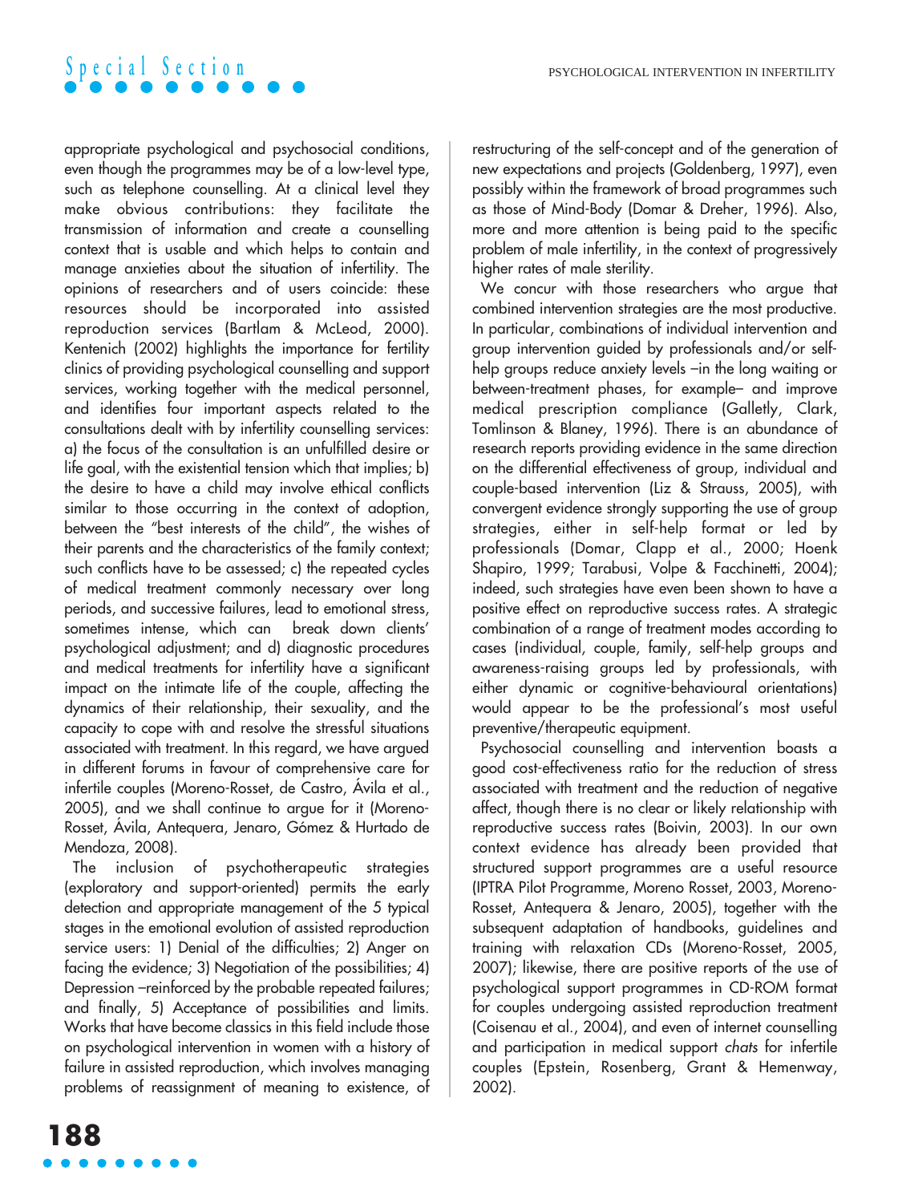appropriate psychological and psychosocial conditions, even though the programmes may be of a low-level type, such as telephone counselling. At a clinical level they make obvious contributions: they facilitate the transmission of information and create a counselling context that is usable and which helps to contain and manage anxieties about the situation of infertility. The opinions of researchers and of users coincide: these resources should be incorporated into assisted reproduction services (Bartlam & McLeod, 2000). Kentenich (2002) highlights the importance for fertility clinics of providing psychological counselling and support services, working together with the medical personnel, and identifies four important aspects related to the consultations dealt with by infertility counselling services: a) the focus of the consultation is an unfulfilled desire or life goal, with the existential tension which that implies; b) the desire to have a child may involve ethical conflicts similar to those occurring in the context of adoption, between the "best interests of the child", the wishes of their parents and the characteristics of the family context; such conflicts have to be assessed; c) the repeated cycles of medical treatment commonly necessary over long periods, and successive failures, lead to emotional stress, sometimes intense, which can break down clients' psychological adjustment; and d) diagnostic procedures and medical treatments for infertility have a significant impact on the intimate life of the couple, affecting the dynamics of their relationship, their sexuality, and the capacity to cope with and resolve the stressful situations associated with treatment. In this regard, we have argued in different forums in favour of comprehensive care for infertile couples (Moreno-Rosset, de Castro, Ávila et al., 2005), and we shall continue to argue for it (Moreno-Rosset, Ávila, Antequera, Jenaro, Gómez & Hurtado de Mendoza, 2008).

The inclusion of psychotherapeutic strategies (exploratory and support-oriented) permits the early detection and appropriate management of the 5 typical stages in the emotional evolution of assisted reproduction service users: 1) Denial of the difficulties; 2) Anger on facing the evidence; 3) Negotiation of the possibilities; 4) Depression –reinforced by the probable repeated failures; and finally, 5) Acceptance of possibilities and limits. Works that have become classics in this field include those on psychological intervention in women with a history of failure in assisted reproduction, which involves managing problems of reassignment of meaning to existence, of restructuring of the self-concept and of the generation of new expectations and projects (Goldenberg, 1997), even possibly within the framework of broad programmes such as those of Mind-Body (Domar & Dreher, 1996). Also, more and more attention is being paid to the specific problem of male infertility, in the context of progressively higher rates of male sterility.

We concur with those researchers who argue that combined intervention strategies are the most productive. In particular, combinations of individual intervention and group intervention guided by professionals and/or self-help groups reduce anxiety levels –in the long waiting or between-treatment phases, for example– and improve medical prescription compliance (Galletly, Clark, Tomlinson & Blaney, 1996). There is an abundance of research reports providing evidence in the same direction on the differential effectiveness of group, individual and couple-based intervention (Liz & Strauss, 2005), with convergent evidence strongly supporting the use of group strategies, either in self-help format or led by professionals (Domar, Clapp et al., 2000; Hoenk Shapiro, 1999; Tarabusi, Volpe & Facchinetti, 2004); indeed, such strategies have even been shown to have a positive effect on reproductive success rates. A strategic combination of a range of treatment modes according to cases (individual, couple, family, self-help groups and awareness-raising groups led by professionals, with either dynamic or cognitive-behavioural orientations) would appear to be the professional's most useful preventive/therapeutic equipment.

Psychosocial counselling and intervention boasts a good cost-effectiveness ratio for the reduction of stress associated with treatment and the reduction of negative affect, though there is no clear or likely relationship with reproductive success rates (Boivin, 2003). In our own context evidence has already been provided that structured support programmes are a useful resource (IPTRA Pilot Programme, Moreno Rosset, 2003, Moreno-Rosset, Antequera & Jenaro, 2005), together with the subsequent adaptation of handbooks, guidelines and training with relaxation CDs (Moreno-Rosset, 2005, 2007); likewise, there are positive reports of the use of psychological support programmes in CD-ROM format for couples undergoing assisted reproduction treatment (Coisenau et al., 2004), and even of internet counselling and participation in medical support *chats* for infertile couples (Epstein, Rosenberg, Grant & Hemenway, 2002).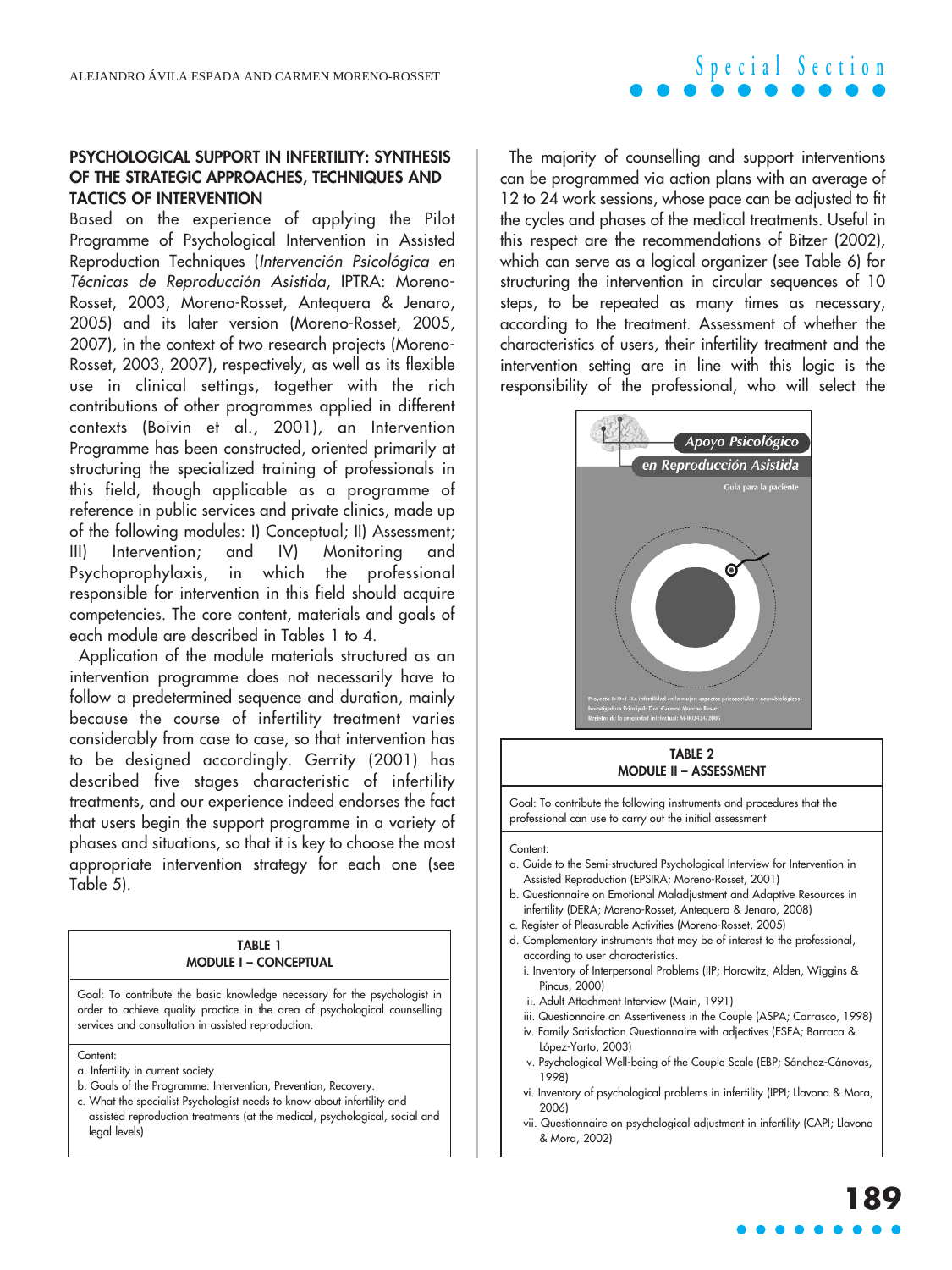## PSYCHOLOGICAL SUPPORT IN INFERTILITY: SYNTHESIS OF THE STRATEGIC APPROACHES, TECHNIQUES AND TACTICS OF INTERVENTION

Based on the experience of applying the Pilot Programme of Psychological Intervention in Assisted Reproduction Techniques (*Intervención Psicológica en Técnicas de Reproducción Asistida*, IPTRA: Moreno-Rosset, 2003, Moreno-Rosset, Antequera & Jenaro, 2005) and its later version (Moreno-Rosset, 2005, 2007), in the context of two research projects (Moreno-Rosset, 2003, 2007), respectively, as well as its flexible use in clinical settings, together with the rich contributions of other programmes applied in different contexts (Boivin et al., 2001), an Intervention Programme has been constructed, oriented primarily at structuring the specialized training of professionals in this field, though applicable as a programme of reference in public services and private clinics, made up of the following modules: I) Conceptual; II) Assessment; III) Intervention; and IV) Monitoring and Psychoprophylaxis, in which the professional responsible for intervention in this field should acquire competencies. The core content, materials and goals of each module are described in Tables 1 to 4.

Application of the module materials structured as an intervention programme does not necessarily have to follow a predetermined sequence and duration, mainly because the course of infertility treatment varies considerably from case to case, so that intervention has to be designed accordingly. Gerrity (2001) has described five stages characteristic of infertility treatments, and our experience indeed endorses the fact that users begin the support programme in a variety of phases and situations, so that it is key to choose the most appropriate intervention strategy for each one (see Table 5).

**TABLE 1**
**MODULE I – CONCEPTUAL**

Goal: To contribute the basic knowledge necessary for the psychologist in order to achieve quality practice in the area of psychological counselling services and consultation in assisted reproduction.

Content:
- a. Infertility in current society
- b. Goals of the Programme: Intervention, Prevention, Recovery.
- c. What the specialist Psychologist needs to know about infertility and assisted reproduction treatments (at the medical, psychological, social and legal levels)

The majority of counselling and support interventions can be programmed via action plans with an average of 12 to 24 work sessions, whose pace can be adjusted to fit the cycles and phases of the medical treatments. Useful in this respect are the recommendations of Bitzer (2002), which can serve as a logical organizer (see Table 6) for structuring the intervention in circular sequences of 10 steps, to be repeated as many times as necessary, according to the treatment. Assessment of whether the characteristics of users, their infertility treatment and the intervention setting are in line with this logic is the responsibility of the professional, who will select the

Apoyo Psicológico
en Reproducción Asistida
Guía para la paciente
Proyecto I+D+I «La infertilidad en la mujer: aspectos psicosociales y neurobiológicos»
Investigadora Principal: Dra. Carmen Moreno Rosset
Registro de la propiedad intelectual: M-002424/2005

**TABLE 2**
**MODULE II – ASSESSMENT**

Goal: To contribute the following instruments and procedures that the professional can use to carry out the initial assessment

Content:
- a. Guide to the Semi-structured Psychological Interview for Intervention in Assisted Reproduction (EPSIRA; Moreno-Rosset, 2001)
- b. Questionnaire on Emotional Maladjustment and Adaptive Resources in infertility (DERA; Moreno-Rosset, Antequera & Jenaro, 2008)
- c. Register of Pleasurable Activities (Moreno-Rosset, 2005)
- d. Complementary instruments that may be of interest to the professional, according to user characteristics.
  - i. Inventory of Interpersonal Problems (IIP; Horowitz, Alden, Wiggins & Pincus, 2000)
  - ii. Adult Attachment Interview (Main, 1991)
  - iii. Questionnaire on Assertiveness in the Couple (ASPA; Carrasco, 1998)
  - iv. Family Satisfaction Questionnaire with adjectives (ESFA; Barraca & López-Yarto, 2003)
  - v. Psychological Well-being of the Couple Scale (EBP; Sánchez-Cánovas, 1998)
  - vi. Inventory of psychological problems in infertility (IPPI; Llavona & Mora, 2006)
  - vii. Questionnaire on psychological adjustment in infertility (CAPI; Llavona & Mora, 2002)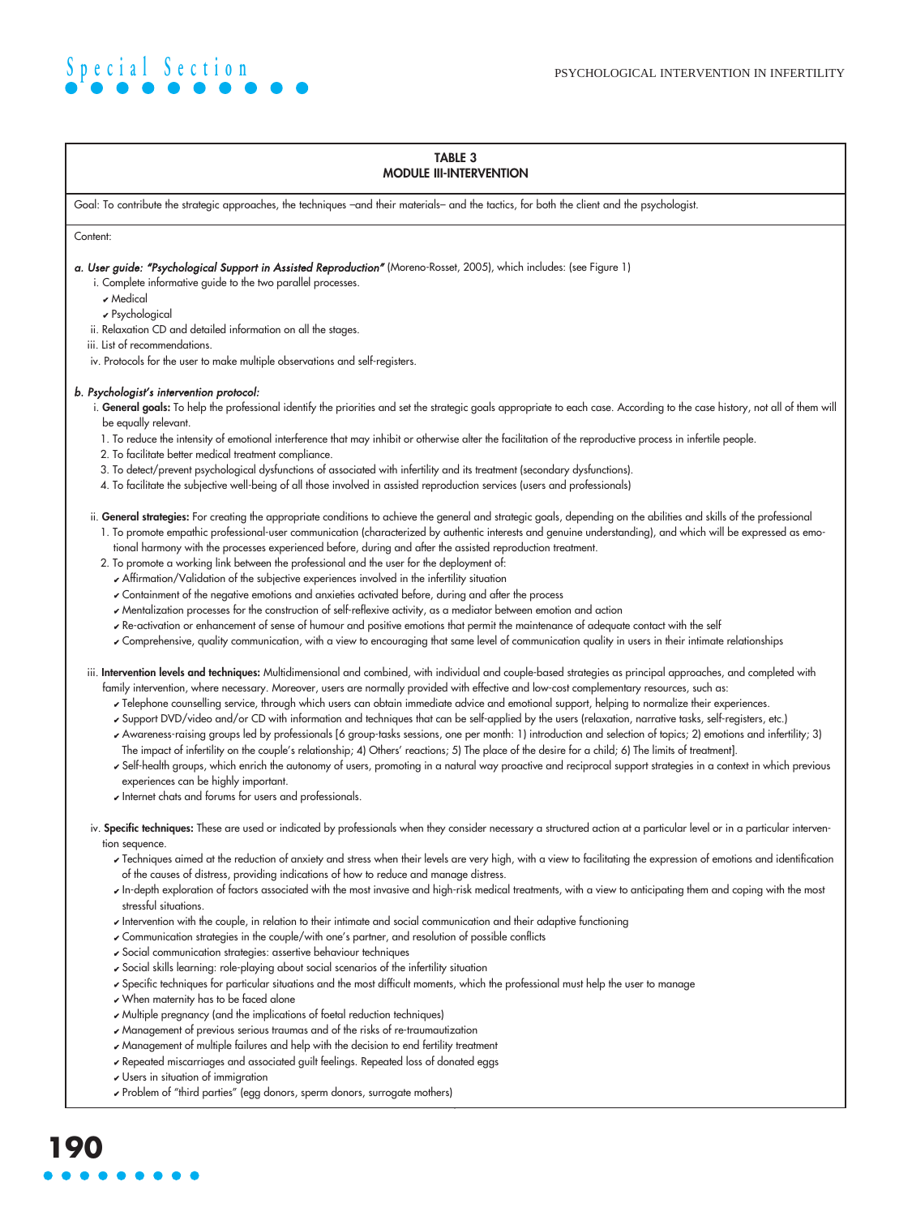**TABLE 3**
**MODULE III-INTERVENTION**

Goal: To contribute the strategic approaches, the techniques –and their materials– and the tactics, for both the client and the psychologist.

Content:

***a. User guide: "Psychological Support in Assisted Reproduction"*** (Moreno-Rosset, 2005), which includes: (see Figure 1)

i. Complete informative guide to the two parallel processes.
- ✔ Medical
- ✔ Psychological

ii. Relaxation CD and detailed information on all the stages.

iii. List of recommendations.

iv. Protocols for the user to make multiple observations and self-registers.

***b. Psychologist's intervention protocol:***

i. **General goals:** To help the professional identify the priorities and set the strategic goals appropriate to each case. According to the case history, not all of them will be equally relevant.

1. To reduce the intensity of emotional interference that may inhibit or otherwise alter the facilitation of the reproductive process in infertile people.
2. To facilitate better medical treatment compliance.
3. To detect/prevent psychological dysfunctions of associated with infertility and its treatment (secondary dysfunctions).
4. To facilitate the subjective well-being of all those involved in assisted reproduction services (users and professionals)

ii. **General strategies:** For creating the appropriate conditions to achieve the general and strategic goals, depending on the abilities and skills of the professional

1. To promote empathic professional-user communication (characterized by authentic interests and genuine understanding), and which will be expressed as emotional harmony with the processes experienced before, during and after the assisted reproduction treatment.
2. To promote a working link between the professional and the user for the deployment of:
   - ✔ Affirmation/Validation of the subjective experiences involved in the infertility situation
   - ✔ Containment of the negative emotions and anxieties activated before, during and after the process
   - ✔ Mentalization processes for the construction of self-reflexive activity, as a mediator between emotion and action
   - ✔ Re-activation or enhancement of sense of humour and positive emotions that permit the maintenance of adequate contact with the self
   - ✔ Comprehensive, quality communication, with a view to encouraging that same level of communication quality in users in their intimate relationships

iii. **Intervention levels and techniques:** Multidimensional and combined, with individual and couple-based strategies as principal approaches, and completed with family intervention, where necessary. Moreover, users are normally provided with effective and low-cost complementary resources, such as:
- ✔ Telephone counselling service, through which users can obtain immediate advice and emotional support, helping to normalize their experiences.
- ✔ Support DVD/video and/or CD with information and techniques that can be self-applied by the users (relaxation, narrative tasks, self-registers, etc.)
- ✔ Awareness-raising groups led by professionals [6 group-tasks sessions, one per month: 1) introduction and selection of topics; 2) emotions and infertility; 3) The impact of infertility on the couple's relationship; 4) Others' reactions; 5) The place of the desire for a child; 6) The limits of treatment].
- ✔ Self-health groups, which enrich the autonomy of users, promoting in a natural way proactive and reciprocal support strategies in a context in which previous experiences can be highly important.
- ✔ Internet chats and forums for users and professionals.

iv. **Specific techniques:** These are used or indicated by professionals when they consider necessary a structured action at a particular level or in a particular intervention sequence.
- ✔ Techniques aimed at the reduction of anxiety and stress when their levels are very high, with a view to facilitating the expression of emotions and identification of the causes of distress, providing indications of how to reduce and manage distress.
- ✔ In-depth exploration of factors associated with the most invasive and high-risk medical treatments, with a view to anticipating them and coping with the most stressful situations.
- ✔ Intervention with the couple, in relation to their intimate and social communication and their adaptive functioning
- ✔ Communication strategies in the couple/with one's partner, and resolution of possible conflicts
- ✔ Social communication strategies: assertive behaviour techniques
- ✔ Social skills learning: role-playing about social scenarios of the infertility situation
- ✔ Specific techniques for particular situations and the most difficult moments, which the professional must help the user to manage
- ✔ When maternity has to be faced alone
- ✔ Multiple pregnancy (and the implications of foetal reduction techniques)
- ✔ Management of previous serious traumas and of the risks of re-traumautization
- ✔ Management of multiple failures and help with the decision to end fertility treatment
- ✔ Repeated miscarriages and associated guilt feelings. Repeated loss of donated eggs
- ✔ Users in situation of immigration
- ✔ Problem of "third parties" (egg donors, sperm donors, surrogate mothers)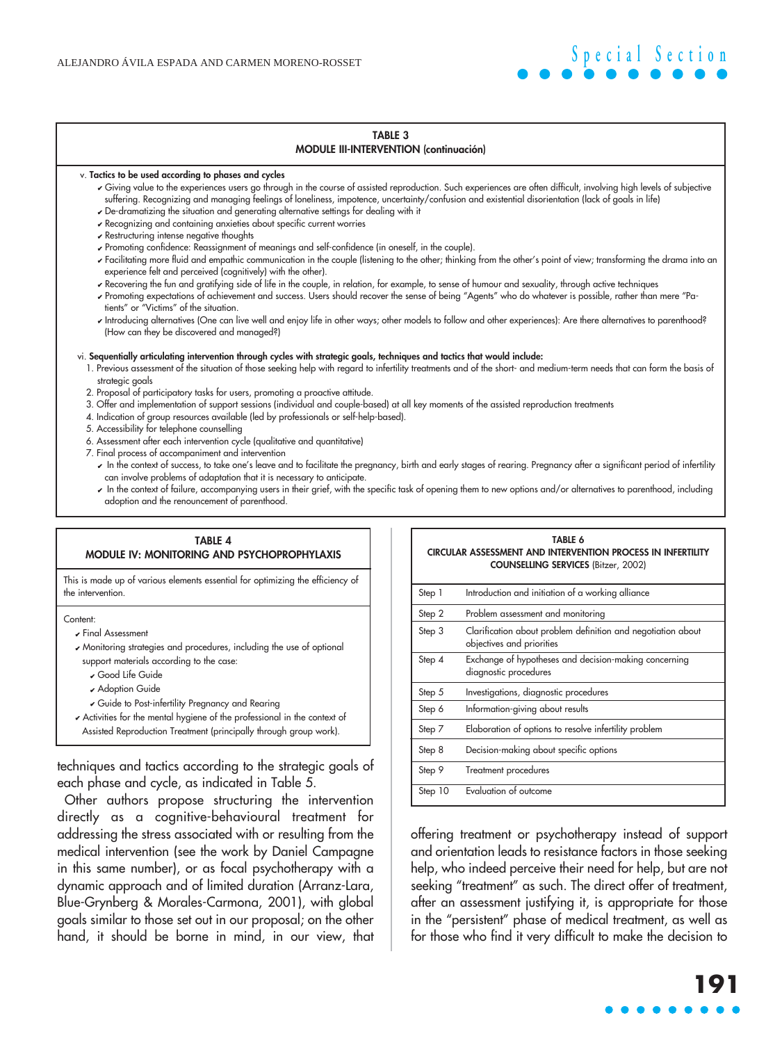**TABLE 3**
**MODULE III-INTERVENTION (continuación)**

v. **Tactics to be used according to phases and cycles**

- ✔ Giving value to the experiences users go through in the course of assisted reproduction. Such experiences are often difficult, involving high levels of subjective suffering. Recognizing and managing feelings of loneliness, impotence, uncertainty/confusion and existential disorientation (lack of goals in life)
- ✔ De-dramatizing the situation and generating alternative settings for dealing with it
- ✔ Recognizing and containing anxieties about specific current worries
- ✔ Restructuring intense negative thoughts
- ✔ Promoting confidence: Reassignment of meanings and self-confidence (in oneself, in the couple).
- ✔ Facilitating more fluid and empathic communication in the couple (listening to the other; thinking from the other's point of view; transforming the drama into an experience felt and perceived (cognitively) with the other).
- ✔ Recovering the fun and gratifying side of life in the couple, in relation, for example, to sense of humour and sexuality, through active techniques
- ✔ Promoting expectations of achievement and success. Users should recover the sense of being "Agents" who do whatever is possible, rather than mere "Patients" or "Victims" of the situation.
- ✔ Introducing alternatives (One can live well and enjoy life in other ways; other models to follow and other experiences): Are there alternatives to parenthood? (How can they be discovered and managed?)

vi. **Sequentially articulating intervention through cycles with strategic goals, techniques and tactics that would include:**

1. Previous assessment of the situation of those seeking help with regard to infertility treatments and of the short- and medium-term needs that can form the basis of strategic goals
2. Proposal of participatory tasks for users, promoting a proactive attitude.
3. Offer and implementation of support sessions (individual and couple-based) at all key moments of the assisted reproduction treatments
4. Indication of group resources available (led by professionals or self-help-based).
5. Accessibility for telephone counselling
6. Assessment after each intervention cycle (qualitative and quantitative)
7. Final process of accompaniment and intervention
   - ✔ In the context of success, to take one's leave and to facilitate the pregnancy, birth and early stages of rearing. Pregnancy after a significant period of infertility can involve problems of adaptation that it is necessary to anticipate.
   - ✔ In the context of failure, accompanying users in their grief, with the specific task of opening them to new options and/or alternatives to parenthood, including adoption and the renouncement of parenthood.

**TABLE 4**
**MODULE IV: MONITORING AND PSYCHOPROPHYLAXIS**

This is made up of various elements essential for optimizing the efficiency of the intervention.

Content:

- ✔ Final Assessment
- ✔ Monitoring strategies and procedures, including the use of optional support materials according to the case:
  - ✔ Good Life Guide
  - ✔ Adoption Guide
  - ✔ Guide to Post-infertility Pregnancy and Rearing
- ✔ Activities for the mental hygiene of the professional in the context of Assisted Reproduction Treatment (principally through group work).

techniques and tactics according to the strategic goals of each phase and cycle, as indicated in Table 5.

Other authors propose structuring the intervention directly as a cognitive-behavioural treatment for addressing the stress associated with or resulting from the medical intervention (see the work by Daniel Campagne in this same number), or as focal psychotherapy with a dynamic approach and of limited duration (Arranz-Lara, Blue-Grynberg & Morales-Carmona, 2001), with global goals similar to those set out in our proposal; on the other hand, it should be borne in mind, in our view, that

**TABLE 6**
**CIRCULAR ASSESSMENT AND INTERVENTION PROCESS IN INFERTILITY COUNSELLING SERVICES** (Bitzer, 2002)

| | |
|---|---|
| Step 1 | Introduction and initiation of a working alliance |
| Step 2 | Problem assessment and monitoring |
| Step 3 | Clarification about problem definition and negotiation about objectives and priorities |
| Step 4 | Exchange of hypotheses and decision-making concerning diagnostic procedures |
| Step 5 | Investigations, diagnostic procedures |
| Step 6 | Information-giving about results |
| Step 7 | Elaboration of options to resolve infertility problem |
| Step 8 | Decision-making about specific options |
| Step 9 | Treatment procedures |
| Step 10 | Evaluation of outcome |

offering treatment or psychotherapy instead of support and orientation leads to resistance factors in those seeking help, who indeed perceive their need for help, but are not seeking "treatment" as such. The direct offer of treatment, after an assessment justifying it, is appropriate for those in the "persistent" phase of medical treatment, as well as for those who find it very difficult to make the decision to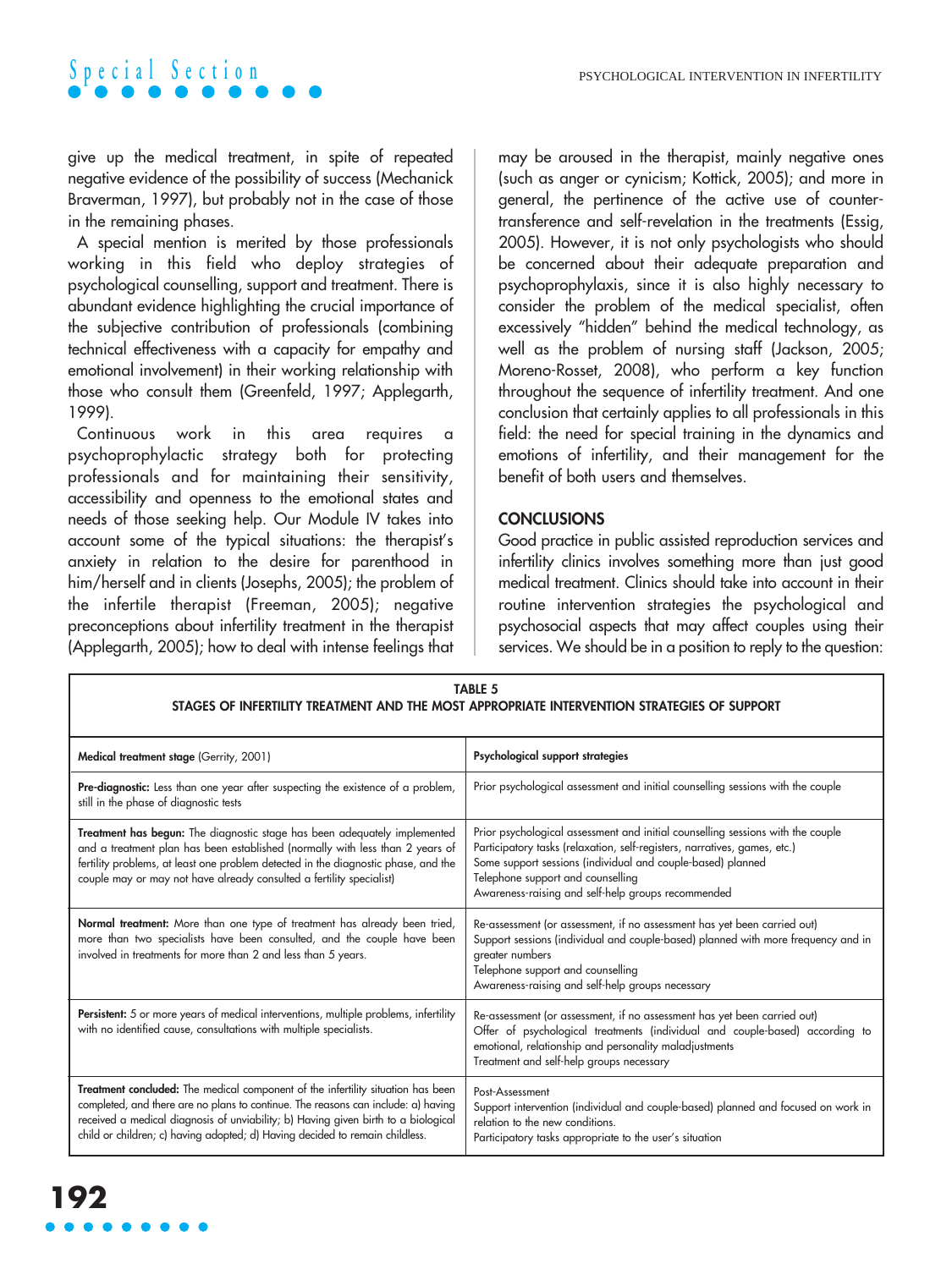give up the medical treatment, in spite of repeated negative evidence of the possibility of success (Mechanick Braverman, 1997), but probably not in the case of those in the remaining phases.

A special mention is merited by those professionals working in this field who deploy strategies of psychological counselling, support and treatment. There is abundant evidence highlighting the crucial importance of the subjective contribution of professionals (combining technical effectiveness with a capacity for empathy and emotional involvement) in their working relationship with those who consult them (Greenfeld, 1997; Applegarth, 1999).

Continuous work in this area requires a psychoprophylactic strategy both for protecting professionals and for maintaining their sensitivity, accessibility and openness to the emotional states and needs of those seeking help. Our Module IV takes into account some of the typical situations: the therapist's anxiety in relation to the desire for parenthood in him/herself and in clients (Josephs, 2005); the problem of the infertile therapist (Freeman, 2005); negative preconceptions about infertility treatment in the therapist (Applegarth, 2005); how to deal with intense feelings that may be aroused in the therapist, mainly negative ones (such as anger or cynicism; Kottick, 2005); and more in general, the pertinence of the active use of counter-transference and self-revelation in the treatments (Essig, 2005). However, it is not only psychologists who should be concerned about their adequate preparation and psychoprophylaxis, since it is also highly necessary to consider the problem of the medical specialist, often excessively "hidden" behind the medical technology, as well as the problem of nursing staff (Jackson, 2005; Moreno-Rosset, 2008), who perform a key function throughout the sequence of infertility treatment. And one conclusion that certainly applies to all professionals in this field: the need for special training in the dynamics and emotions of infertility, and their management for the benefit of both users and themselves.

## CONCLUSIONS

Good practice in public assisted reproduction services and infertility clinics involves something more than just good medical treatment. Clinics should take into account in their routine intervention strategies the psychological and psychosocial aspects that may affect couples using their services. We should be in a position to reply to the question:

**TABLE 5**
**STAGES OF INFERTILITY TREATMENT AND THE MOST APPROPRIATE INTERVENTION STRATEGIES OF SUPPORT**

| **Medical treatment stage** (Gerrity, 2001) | **Psychological support strategies** |
|---|---|
| **Pre-diagnostic:** Less than one year after suspecting the existence of a problem, still in the phase of diagnostic tests | Prior psychological assessment and initial counselling sessions with the couple |
| **Treatment has begun:** The diagnostic stage has been adequately implemented and a treatment plan has been established (normally with less than 2 years of fertility problems, at least one problem detected in the diagnostic phase, and the couple may or may not have already consulted a fertility specialist) | Prior psychological assessment and initial counselling sessions with the couple<br>Participatory tasks (relaxation, self-registers, narratives, games, etc.)<br>Some support sessions (individual and couple-based) planned<br>Telephone support and counselling<br>Awareness-raising and self-help groups recommended |
| **Normal treatment:** More than one type of treatment has already been tried, more than two specialists have been consulted, and the couple have been involved in treatments for more than 2 and less than 5 years. | Re-assessment (or assessment, if no assessment has yet been carried out)<br>Support sessions (individual and couple-based) planned with more frequency and in greater numbers<br>Telephone support and counselling<br>Awareness-raising and self-help groups necessary |
| **Persistent:** 5 or more years of medical interventions, multiple problems, infertility with no identified cause, consultations with multiple specialists. | Re-assessment (or assessment, if no assessment has yet been carried out)<br>Offer of psychological treatments (individual and couple-based) according to emotional, relationship and personality maladjustments<br>Treatment and self-help groups necessary |
| **Treatment concluded:** The medical component of the infertility situation has been completed, and there are no plans to continue. The reasons can include: a) having received a medical diagnosis of unviability; b) Having given birth to a biological child or children; c) having adopted; d) Having decided to remain childless. | Post-Assessment<br>Support intervention (individual and couple-based) planned and focused on work in relation to the new conditions.<br>Participatory tasks appropriate to the user's situation |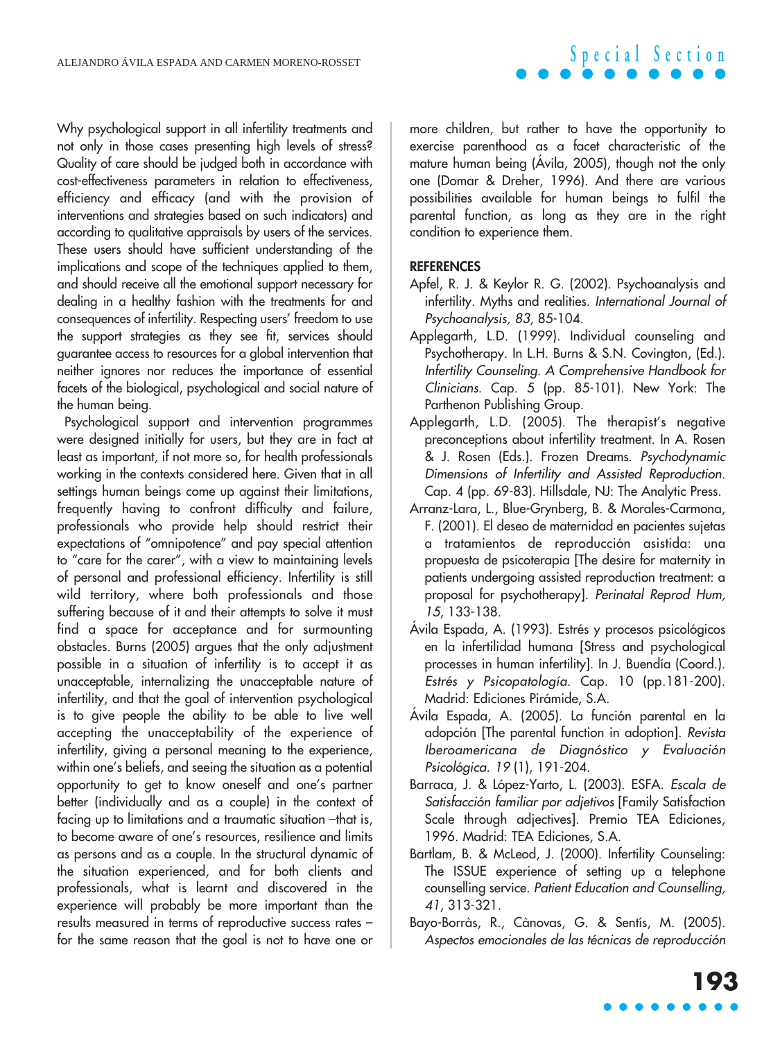Why psychological support in all infertility treatments and not only in those cases presenting high levels of stress? Quality of care should be judged both in accordance with cost-effectiveness parameters in relation to effectiveness, efficiency and efficacy (and with the provision of interventions and strategies based on such indicators) and according to qualitative appraisals by users of the services. These users should have sufficient understanding of the implications and scope of the techniques applied to them, and should receive all the emotional support necessary for dealing in a healthy fashion with the treatments for and consequences of infertility. Respecting users' freedom to use the support strategies as they see fit, services should guarantee access to resources for a global intervention that neither ignores nor reduces the importance of essential facets of the biological, psychological and social nature of the human being.

Psychological support and intervention programmes were designed initially for users, but they are in fact at least as important, if not more so, for health professionals working in the contexts considered here. Given that in all settings human beings come up against their limitations, frequently having to confront difficulty and failure, professionals who provide help should restrict their expectations of "omnipotence" and pay special attention to "care for the carer", with a view to maintaining levels of personal and professional efficiency. Infertility is still wild territory, where both professionals and those suffering because of it and their attempts to solve it must find a space for acceptance and for surmounting obstacles. Burns (2005) argues that the only adjustment possible in a situation of infertility is to accept it as unacceptable, internalizing the unacceptable nature of infertility, and that the goal of intervention psychological is to give people the ability to be able to live well accepting the unacceptability of the experience of infertility, giving a personal meaning to the experience, within one's beliefs, and seeing the situation as a potential opportunity to get to know oneself and one's partner better (individually and as a couple) in the context of facing up to limitations and a traumatic situation –that is, to become aware of one's resources, resilience and limits as persons and as a couple. In the structural dynamic of the situation experienced, and for both clients and professionals, what is learnt and discovered in the experience will probably be more important than the results measured in terms of reproductive success rates – for the same reason that the goal is not to have one or more children, but rather to have the opportunity to exercise parenthood as a facet characteristic of the mature human being (Ávila, 2005), though not the only one (Domar & Dreher, 1996). And there are various possibilities available for human beings to fulfil the parental function, as long as they are in the right condition to experience them.

## REFERENCES

Apfel, R. J. & Keylor R. G. (2002). Psychoanalysis and infertility. Myths and realities. *International Journal of Psychoanalysis, 83*, 85-104.

Applegarth, L.D. (1999). Individual counseling and Psychotherapy. In L.H. Burns & S.N. Covington, (Ed.). *Infertility Counseling. A Comprehensive Handbook for Clinicians*. Cap. 5 (pp. 85-101). New York: The Parthenon Publishing Group.

Applegarth, L.D. (2005). The therapist's negative preconceptions about infertility treatment. In A. Rosen & J. Rosen (Eds.). Frozen Dreams. *Psychodynamic Dimensions of Infertility and Assisted Reproduction*. Cap. 4 (pp. 69-83). Hillsdale, NJ: The Analytic Press.

Arranz-Lara, L., Blue-Grynberg, B. & Morales-Carmona, F. (2001). El deseo de maternidad en pacientes sujetas a tratamientos de reproducción asistida: una propuesta de psicoterapia [The desire for maternity in patients undergoing assisted reproduction treatment: a proposal for psychotherapy]. *Perinatal Reprod Hum, 15*, 133-138.

Ávila Espada, A. (1993). Estrés y procesos psicológicos en la infertilidad humana [Stress and psychological processes in human infertility]. In J. Buendía (Coord.). *Estrés y Psicopatología*. Cap. 10 (pp.181-200). Madrid: Ediciones Pirámide, S.A.

Ávila Espada, A. (2005). La función parental en la adopción [The parental function in adoption]. *Revista Iberoamericana de Diagnóstico y Evaluación Psicológica. 19* (1), 191-204.

Barraca, J. & López-Yarto, L. (2003). ESFA. *Escala de Satisfacción familiar por adjetivos* [Family Satisfaction Scale through adjectives]. Premio TEA Ediciones, 1996. Madrid: TEA Ediciones, S.A.

Bartlam, B. & McLeod, J. (2000). Infertility Counseling: The ISSUE experience of setting up a telephone counselling service. *Patient Education and Counselling, 41*, 313-321.

Bayo-Borràs, R., Cànovas, G. & Sentís, M. (2005). *Aspectos emocionales de las técnicas de reproducción*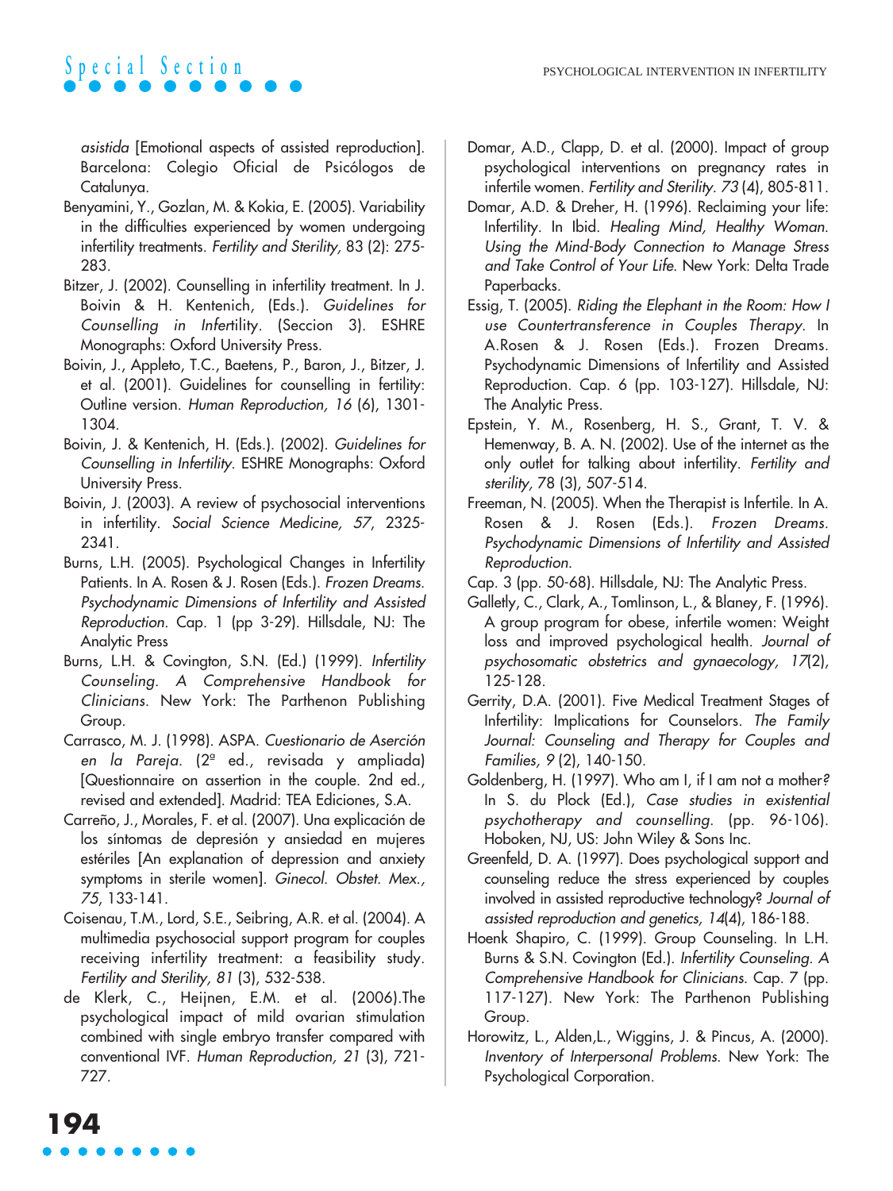asistida [Emotional aspects of assisted reproduction]. Barcelona: Colegio Oficial de Psicólogos de Catalunya.

Benyamini, Y., Gozlan, M. & Kokia, E. (2005). Variability in the difficulties experienced by women undergoing infertility treatments. *Fertility and Sterility,* 83 (2): 275-283.

Bitzer, J. (2002). Counselling in infertility treatment. In J. Boivin & H. Kentenich, (Eds.). *Guidelines for Counselling in Infertility*. (Seccion 3). ESHRE Monographs: Oxford University Press.

Boivin, J., Appleto, T.C., Baetens, P., Baron, J., Bitzer, J. et al. (2001). Guidelines for counselling in fertility: Outline version. *Human Reproduction, 16* (6), 1301-1304.

Boivin, J. & Kentenich, H. (Eds.). (2002). *Guidelines for Counselling in Infertility*. ESHRE Monographs: Oxford University Press.

Boivin, J. (2003). A review of psychosocial interventions in infertility. *Social Science Medicine, 57*, 2325-2341.

Burns, L.H. (2005). Psychological Changes in Infertility Patients. In A. Rosen & J. Rosen (Eds.). *Frozen Dreams. Psychodynamic Dimensions of Infertility and Assisted Reproduction*. Cap. 1 (pp 3-29). Hillsdale, NJ: The Analytic Press

Burns, L.H. & Covington, S.N. (Ed.) (1999). *Infertility Counseling. A Comprehensive Handbook for Clinicians*. New York: The Parthenon Publishing Group.

Carrasco, M. J. (1998). ASPA. *Cuestionario de Aserción en la Pareja*. (2ª ed., revisada y ampliada) [Questionnaire on assertion in the couple. 2nd ed., revised and extended]. Madrid: TEA Ediciones, S.A.

Carreño, J., Morales, F. et al. (2007). Una explicación de los síntomas de depresión y ansiedad en mujeres estériles [An explanation of depression and anxiety symptoms in sterile women]. *Ginecol. Obstet. Mex., 75*, 133-141.

Coisenau, T.M., Lord, S.E., Seibring, A.R. et al. (2004). A multimedia psychosocial support program for couples receiving infertility treatment: a feasibility study. *Fertility and Sterility, 81* (3), 532-538.

de Klerk, C., Heijnen, E.M. et al. (2006).The psychological impact of mild ovarian stimulation combined with single embryo transfer compared with conventional IVF. *Human Reproduction, 21* (3), 721-727.

Domar, A.D., Clapp, D. et al. (2000). Impact of group psychological interventions on pregnancy rates in infertile women. *Fertility and Sterility. 73* (4), 805-811.

Domar, A.D. & Dreher, H. (1996). Reclaiming your life: Infertility. In Ibid. *Healing Mind, Healthy Woman. Using the Mind-Body Connection to Manage Stress and Take Control of Your Life*. New York: Delta Trade Paperbacks.

Essig, T. (2005). *Riding the Elephant in the Room: How I use Countertransference in Couples Therapy*. In A.Rosen & J. Rosen (Eds.). Frozen Dreams. Psychodynamic Dimensions of Infertility and Assisted Reproduction. Cap. 6 (pp. 103-127). Hillsdale, NJ: The Analytic Press.

Epstein, Y. M., Rosenberg, H. S., Grant, T. V. & Hemenway, B. A. N. (2002). Use of the internet as the only outlet for talking about infertility. *Fertility and sterility*, 78 (3), 507-514.

Freeman, N. (2005). When the Therapist is Infertile. In A. Rosen & J. Rosen (Eds.). *Frozen Dreams. Psychodynamic Dimensions of Infertility and Assisted Reproduction*.
Cap. 3 (pp. 50-68). Hillsdale, NJ: The Analytic Press.

Galletly, C., Clark, A., Tomlinson, L., & Blaney, F. (1996). A group program for obese, infertile women: Weight loss and improved psychological health. *Journal of psychosomatic obstetrics and gynaecology, 17*(2), 125-128.

Gerrity, D.A. (2001). Five Medical Treatment Stages of Infertility: Implications for Counselors. *The Family Journal: Counseling and Therapy for Couples and Families, 9* (2), 140-150.

Goldenberg, H. (1997). Who am I, if I am not a mother? In S. du Plock (Ed.), *Case studies in existential psychotherapy and counselling*. (pp. 96-106). Hoboken, NJ, US: John Wiley & Sons Inc.

Greenfeld, D. A. (1997). Does psychological support and counseling reduce the stress experienced by couples involved in assisted reproductive technology? *Journal of assisted reproduction and genetics, 14*(4), 186-188.

Hoenk Shapiro, C. (1999). Group Counseling. In L.H. Burns & S.N. Covington (Ed.). *Infertility Counseling. A Comprehensive Handbook for Clinicians*. Cap. 7 (pp. 117-127). New York: The Parthenon Publishing Group.

Horowitz, L., Alden,L., Wiggins, J. & Pincus, A. (2000). *Inventory of Interpersonal Problems*. New York: The Psychological Corporation.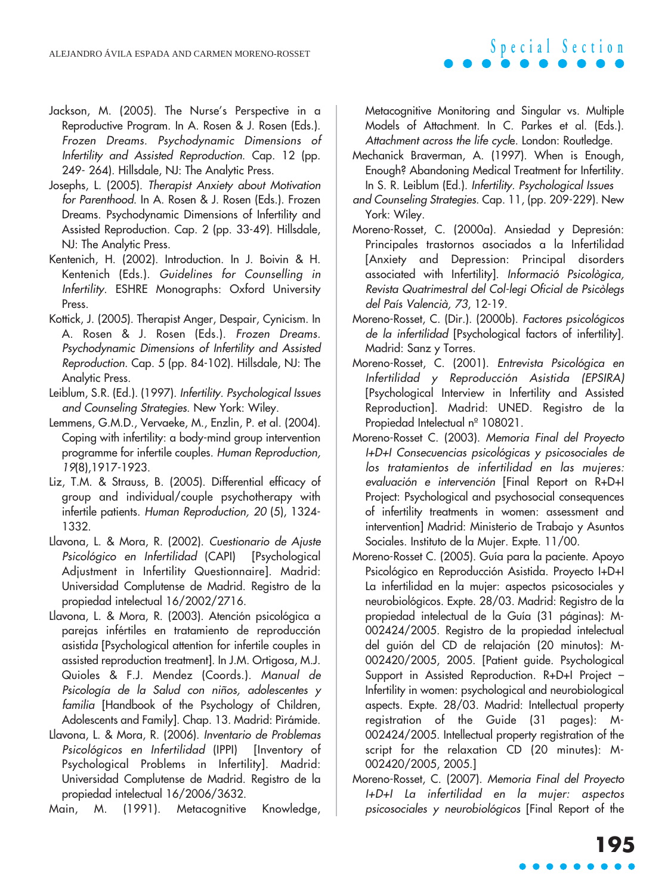Jackson, M. (2005). The Nurse's Perspective in a Reproductive Program. In A. Rosen & J. Rosen (Eds.). *Frozen Dreams. Psychodynamic Dimensions of Infertility and Assisted Reproduction.* Cap. 12 (pp. 249- 264). Hillsdale, NJ: The Analytic Press.

Josephs, L. (2005). *Therapist Anxiety about Motivation for Parenthood.* In A. Rosen & J. Rosen (Eds.). Frozen Dreams. Psychodynamic Dimensions of Infertility and Assisted Reproduction. Cap. 2 (pp. 33-49). Hillsdale, NJ: The Analytic Press.

Kentenich, H. (2002). Introduction. In J. Boivin & H. Kentenich (Eds.). *Guidelines for Counselling in Infertility.* ESHRE Monographs: Oxford University Press.

Kottick, J. (2005). Therapist Anger, Despair, Cynicism. In A. Rosen & J. Rosen (Eds.). *Frozen Dreams. Psychodynamic Dimensions of Infertility and Assisted Reproduction.* Cap. 5 (pp. 84-102). Hillsdale, NJ: The Analytic Press.

Leiblum, S.R. (Ed.). (1997). *Infertility. Psychological Issues and Counseling Strategies.* New York: Wiley.

Lemmens, G.M.D., Vervaeke, M., Enzlin, P. et al. (2004). Coping with infertility: a body-mind group intervention programme for infertile couples. *Human Reproduction, 19*(8),1917-1923.

Liz, T.M. & Strauss, B. (2005). Differential efficacy of group and individual/couple psychotherapy with infertile patients. *Human Reproduction, 20* (5), 1324-1332.

Llavona, L. & Mora, R. (2002). *Cuestionario de Ajuste Psicológico en Infertilidad* (CAPI) [Psychological Adjustment in Infertility Questionnaire]. Madrid: Universidad Complutense de Madrid. Registro de la propiedad intelectual 16/2002/2716.

Llavona, L. & Mora, R. (2003). Atención psicológica a parejas infértiles en tratamiento de reproducción asistida [Psychological attention for infertile couples in assisted reproduction treatment]. In J.M. Ortigosa, M.J. Quioles & F.J. Mendez (Coords.). *Manual de Psicología de la Salud con niños, adolescentes y familia* [Handbook of the Psychology of Children, Adolescents and Family]. Chap. 13. Madrid: Pirámide.

Llavona, L. & Mora, R. (2006). *Inventario de Problemas Psicológicos en Infertilidad* (IPPI) [Inventory of Psychological Problems in Infertility]. Madrid: Universidad Complutense de Madrid. Registro de la propiedad intelectual 16/2006/3632.

Main, M. (1991). Metacognitive Knowledge, Metacognitive Monitoring and Singular vs. Multiple Models of Attachment. In C. Parkes et al. (Eds.). *Attachment across the life cycle.* London: Routledge.

Mechanick Braverman, A. (1997). When is Enough, Enough? Abandoning Medical Treatment for Infertility. In S. R. Leiblum (Ed.). *Infertility. Psychological Issues and Counseling Strategies.* Cap. 11, (pp. 209-229). New York: Wiley.

Moreno-Rosset, C. (2000a). Ansiedad y Depresión: Principales trastornos asociados a la Infertilidad [Anxiety and Depression: Principal disorders associated with Infertility]. *Informació Psicològica, Revista Quatrimestral del Col-legi Oficial de Psicòlegs del País Valencià, 73,* 12-19.

Moreno-Rosset, C. (Dir.). (2000b). *Factores psicológicos de la infertilidad* [Psychological factors of infertility]. Madrid: Sanz y Torres.

Moreno-Rosset, C. (2001). *Entrevista Psicológica en Infertilidad y Reproducción Asistida (EPSIRA)* [Psychological Interview in Infertility and Assisted Reproduction]. Madrid: UNED. Registro de la Propiedad Intelectual nº 108021.

Moreno-Rosset C. (2003). *Memoria Final del Proyecto I+D+I Consecuencias psicológicas y psicosociales de los tratamientos de infertilidad en las mujeres: evaluación e intervención* [Final Report on R+D+I Project: Psychological and psychosocial consequences of infertility treatments in women: assessment and intervention] Madrid: Ministerio de Trabajo y Asuntos Sociales. Instituto de la Mujer. Expte. 11/00.

Moreno-Rosset C. (2005). Guía para la paciente. Apoyo Psicológico en Reproducción Asistida. Proyecto I+D+I La infertilidad en la mujer: aspectos psicosociales y neurobiológicos. Expte. 28/03. Madrid: Registro de la propiedad intelectual de la Guía (31 páginas): M-002424/2005. Registro de la propiedad intelectual del guión del CD de relajación (20 minutos): M-002420/2005, 2005. [Patient guide. Psychological Support in Assisted Reproduction. R+D+I Project – Infertility in women: psychological and neurobiological aspects. Expte. 28/03. Madrid: Intellectual property registration of the Guide (31 pages): M-002424/2005. Intellectual property registration of the script for the relaxation CD (20 minutes): M-002420/2005, 2005.]

Moreno-Rosset, C. (2007). *Memoria Final del Proyecto I+D+I La infertilidad en la mujer: aspectos psicosociales y neurobiológicos* [Final Report of the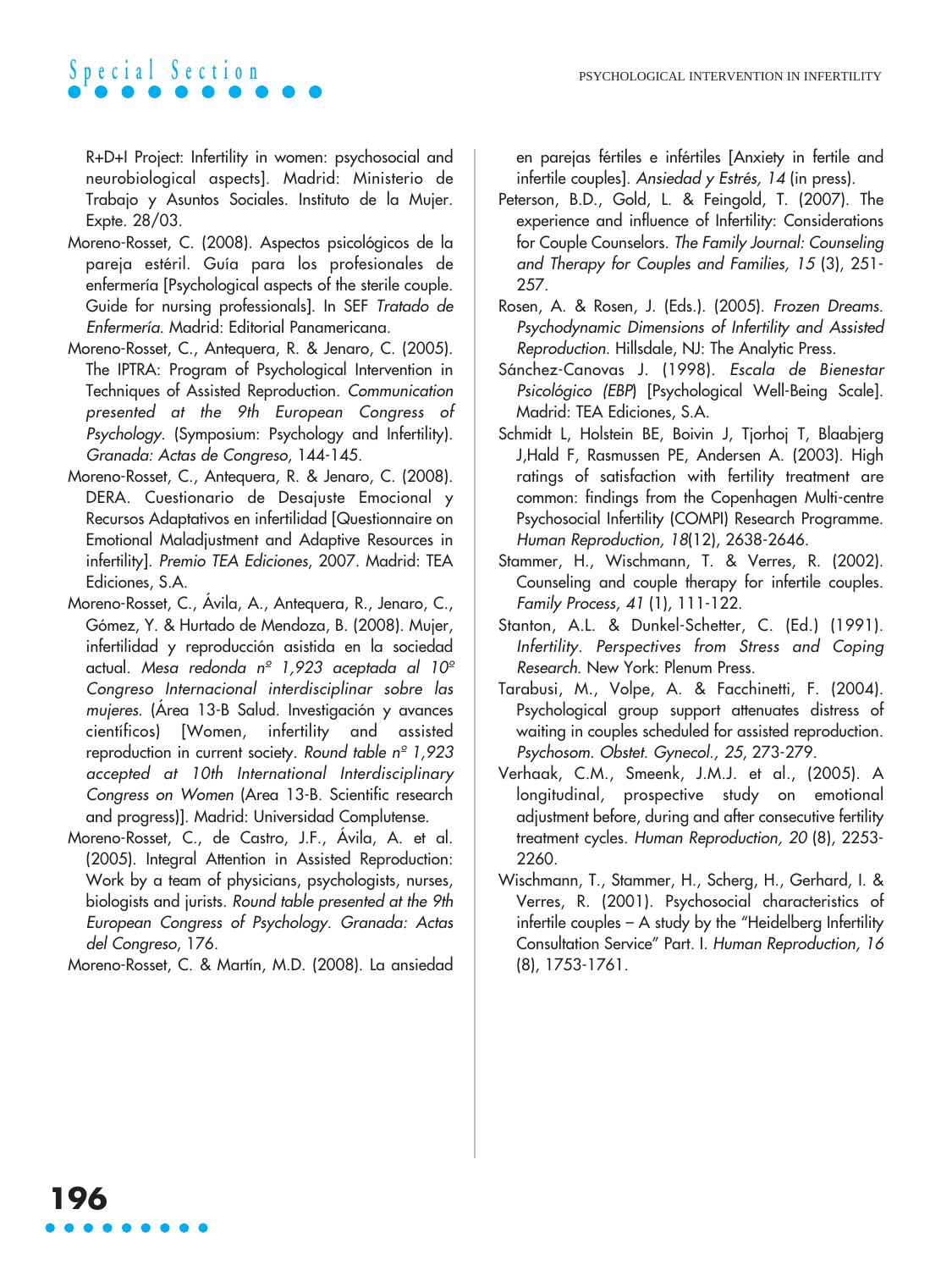R+D+I Project: Infertility in women: psychosocial and neurobiological aspects]. Madrid: Ministerio de Trabajo y Asuntos Sociales. Instituto de la Mujer. Expte. 28/03.

Moreno-Rosset, C. (2008). Aspectos psicológicos de la pareja estéril. Guía para los profesionales de enfermería [Psychological aspects of the sterile couple. Guide for nursing professionals]. In SEF *Tratado de Enfermería*. Madrid: Editorial Panamericana.

Moreno-Rosset, C., Antequera, R. & Jenaro, C. (2005). The IPTRA: Program of Psychological Intervention in Techniques of Assisted Reproduction. *Communication presented at the 9th European Congress of Psychology*. (Symposium: Psychology and Infertility). *Granada: Actas de Congreso*, 144-145.

Moreno-Rosset, C., Antequera, R. & Jenaro, C. (2008). DERA. Cuestionario de Desajuste Emocional y Recursos Adaptativos en infertilidad [Questionnaire on Emotional Maladjustment and Adaptive Resources in infertility]. *Premio TEA Ediciones*, 2007. Madrid: TEA Ediciones, S.A.

Moreno-Rosset, C., Ávila, A., Antequera, R., Jenaro, C., Gómez, Y. & Hurtado de Mendoza, B. (2008). Mujer, infertilidad y reproducción asistida en la sociedad actual. *Mesa redonda nº 1,923 aceptada al 10º Congreso Internacional interdisciplinar sobre las mujeres.* (Área 13-B Salud. Investigación y avances científicos) [Women, infertility and assisted reproduction in current society. *Round table nº 1,923 accepted at 10th International Interdisciplinary Congress on Women* (Area 13-B. Scientific research and progress)]. Madrid: Universidad Complutense.

Moreno-Rosset, C., de Castro, J.F., Ávila, A. et al. (2005). Integral Attention in Assisted Reproduction: Work by a team of physicians, psychologists, nurses, biologists and jurists. *Round table presented at the 9th European Congress of Psychology. Granada: Actas del Congreso*, 176.

Moreno-Rosset, C. & Martín, M.D. (2008). La ansiedad en parejas fértiles e infértiles [Anxiety in fertile and infertile couples]. *Ansiedad y Estrés, 14* (in press).

Peterson, B.D., Gold, L. & Feingold, T. (2007). The experience and influence of Infertility: Considerations for Couple Counselors. *The Family Journal: Counseling and Therapy for Couples and Families, 15* (3), 251-257.

Rosen, A. & Rosen, J. (Eds.). (2005). *Frozen Dreams. Psychodynamic Dimensions of Infertility and Assisted Reproduction*. Hillsdale, NJ: The Analytic Press.

Sánchez-Canovas J. (1998). *Escala de Bienestar Psicológico (EBP*) [Psychological Well-Being Scale]. Madrid: TEA Ediciones, S.A.

Schmidt L, Holstein BE, Boivin J, Tjorhoj T, Blaabjerg J,Hald F, Rasmussen PE, Andersen A. (2003). High ratings of satisfaction with fertility treatment are common: findings from the Copenhagen Multi-centre Psychosocial Infertility (COMPI) Research Programme. *Human Reproduction, 18*(12), 2638-2646.

Stammer, H., Wischmann, T. & Verres, R. (2002). Counseling and couple therapy for infertile couples. *Family Process, 41* (1), 111-122.

Stanton, A.L. & Dunkel-Schetter, C. (Ed.) (1991). *Infertility. Perspectives from Stress and Coping Research*. New York: Plenum Press.

Tarabusi, M., Volpe, A. & Facchinetti, F. (2004). Psychological group support attenuates distress of waiting in couples scheduled for assisted reproduction. *Psychosom. Obstet. Gynecol., 25*, 273-279.

Verhaak, C.M., Smeenk, J.M.J. et al., (2005). A longitudinal, prospective study on emotional adjustment before, during and after consecutive fertility treatment cycles. *Human Reproduction, 20* (8), 2253-2260.

Wischmann, T., Stammer, H., Scherg, H., Gerhard, I. & Verres, R. (2001). Psychosocial characteristics of infertile couples – A study by the "Heidelberg Infertility Consultation Service" Part. I. *Human Reproduction, 16* (8), 1753-1761.